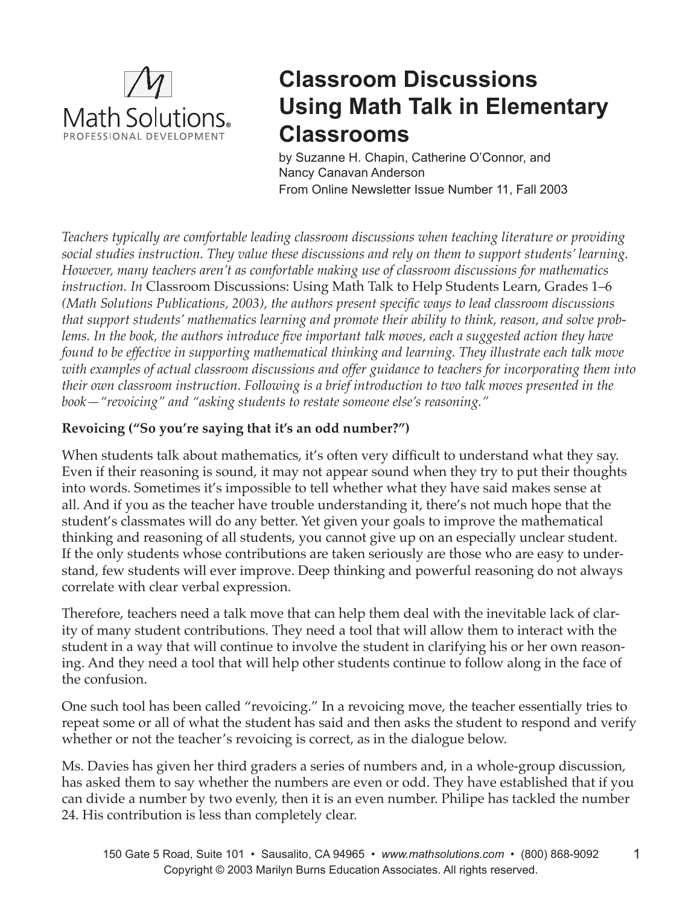Math Solutions®
PROFESSIONAL DEVELOPMENT

# Classroom Discussions Using Math Talk in Elementary Classrooms

by Suzanne H. Chapin, Catherine O'Connor, and Nancy Canavan Anderson
From Online Newsletter Issue Number 11, Fall 2003

*Teachers typically are comfortable leading classroom discussions when teaching literature or providing social studies instruction. They value these discussions and rely on them to support students' learning. However, many teachers aren't as comfortable making use of classroom discussions for mathematics instruction. In* Classroom Discussions: Using Math Talk to Help Students Learn, Grades 1–6 *(Math Solutions Publications, 2003), the authors present specific ways to lead classroom discussions that support students' mathematics learning and promote their ability to think, reason, and solve problems. In the book, the authors introduce five important talk moves, each a suggested action they have found to be effective in supporting mathematical thinking and learning. They illustrate each talk move with examples of actual classroom discussions and offer guidance to teachers for incorporating them into their own classroom instruction. Following is a brief introduction to two talk moves presented in the book—"revoicing" and "asking students to restate someone else's reasoning."*

**Revoicing ("So you're saying that it's an odd number?")**

When students talk about mathematics, it's often very difficult to understand what they say. Even if their reasoning is sound, it may not appear sound when they try to put their thoughts into words. Sometimes it's impossible to tell whether what they have said makes sense at all. And if you as the teacher have trouble understanding it, there's not much hope that the student's classmates will do any better. Yet given your goals to improve the mathematical thinking and reasoning of all students, you cannot give up on an especially unclear student. If the only students whose contributions are taken seriously are those who are easy to understand, few students will ever improve. Deep thinking and powerful reasoning do not always correlate with clear verbal expression.

Therefore, teachers need a talk move that can help them deal with the inevitable lack of clarity of many student contributions. They need a tool that will allow them to interact with the student in a way that will continue to involve the student in clarifying his or her own reasoning. And they need a tool that will help other students continue to follow along in the face of the confusion.

One such tool has been called "revoicing." In a revoicing move, the teacher essentially tries to repeat some or all of what the student has said and then asks the student to respond and verify whether or not the teacher's revoicing is correct, as in the dialogue below.

Ms. Davies has given her third graders a series of numbers and, in a whole-group discussion, has asked them to say whether the numbers are even or odd. They have established that if you can divide a number by two evenly, then it is an even number. Philipe has tackled the number 24. His contribution is less than completely clear.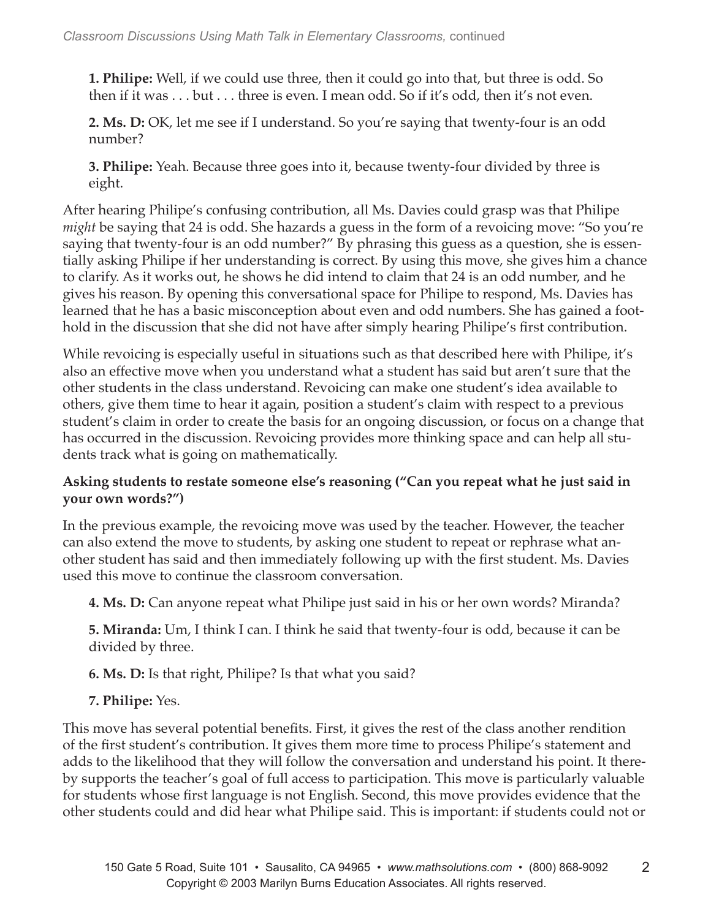**1. Philipe:** Well, if we could use three, then it could go into that, but three is odd. So then if it was . . . but . . . three is even. I mean odd. So if it's odd, then it's not even.

**2. Ms. D:** OK, let me see if I understand. So you're saying that twenty-four is an odd number?

**3. Philipe:** Yeah. Because three goes into it, because twenty-four divided by three is eight.

After hearing Philipe's confusing contribution, all Ms. Davies could grasp was that Philipe *might* be saying that 24 is odd. She hazards a guess in the form of a revoicing move: "So you're saying that twenty-four is an odd number?" By phrasing this guess as a question, she is essentially asking Philipe if her understanding is correct. By using this move, she gives him a chance to clarify. As it works out, he shows he did intend to claim that 24 is an odd number, and he gives his reason. By opening this conversational space for Philipe to respond, Ms. Davies has learned that he has a basic misconception about even and odd numbers. She has gained a foothold in the discussion that she did not have after simply hearing Philipe's first contribution.

While revoicing is especially useful in situations such as that described here with Philipe, it's also an effective move when you understand what a student has said but aren't sure that the other students in the class understand. Revoicing can make one student's idea available to others, give them time to hear it again, position a student's claim with respect to a previous student's claim in order to create the basis for an ongoing discussion, or focus on a change that has occurred in the discussion. Revoicing provides more thinking space and can help all students track what is going on mathematically.

**Asking students to restate someone else's reasoning ("Can you repeat what he just said in your own words?")**

In the previous example, the revoicing move was used by the teacher. However, the teacher can also extend the move to students, by asking one student to repeat or rephrase what another student has said and then immediately following up with the first student. Ms. Davies used this move to continue the classroom conversation.

**4. Ms. D:** Can anyone repeat what Philipe just said in his or her own words? Miranda?

**5. Miranda:** Um, I think I can. I think he said that twenty-four is odd, because it can be divided by three.

**6. Ms. D:** Is that right, Philipe? Is that what you said?

**7. Philipe:** Yes.

This move has several potential benefits. First, it gives the rest of the class another rendition of the first student's contribution. It gives them more time to process Philipe's statement and adds to the likelihood that they will follow the conversation and understand his point. It thereby supports the teacher's goal of full access to participation. This move is particularly valuable for students whose first language is not English. Second, this move provides evidence that the other students could and did hear what Philipe said. This is important: if students could not or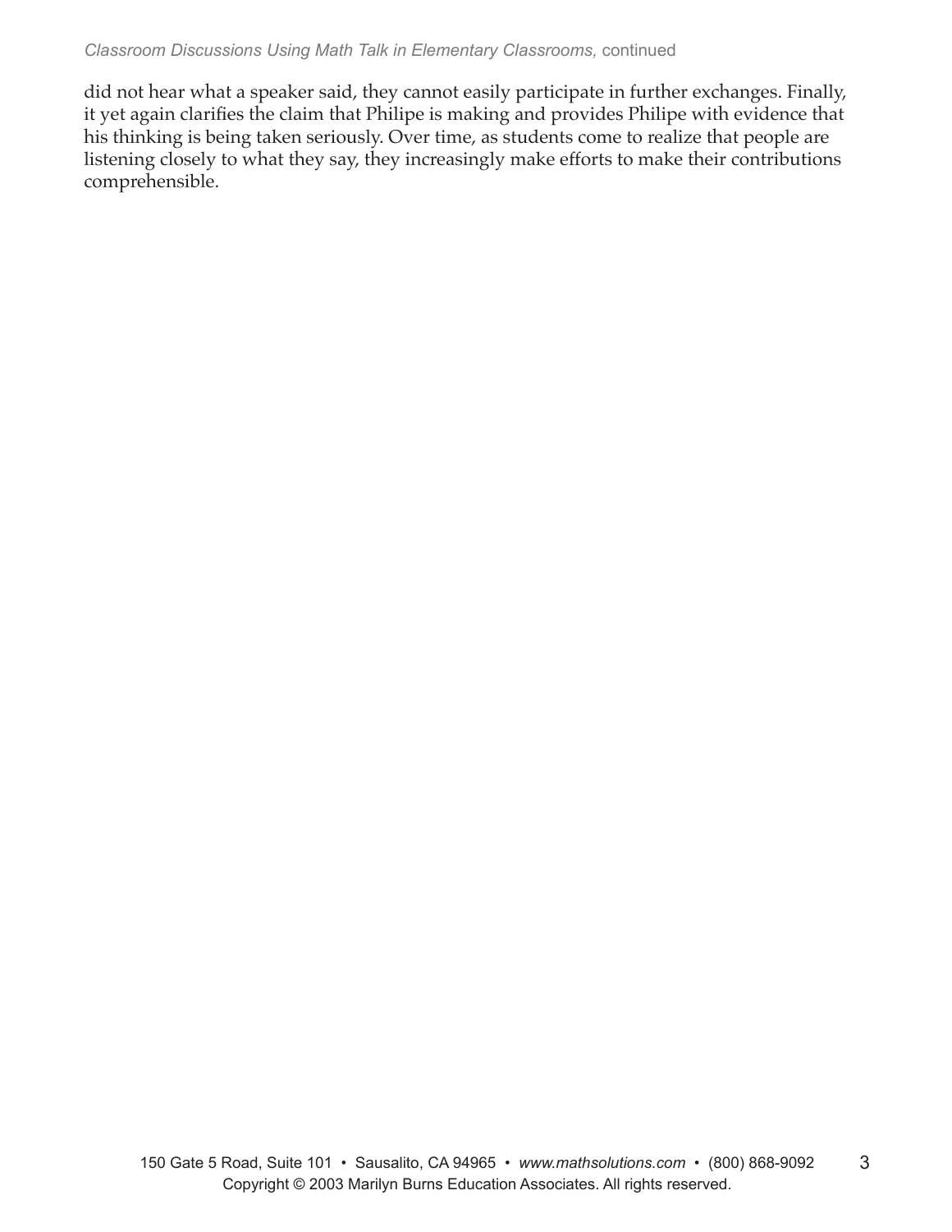did not hear what a speaker said, they cannot easily participate in further exchanges. Finally, it yet again clarifies the claim that Philipe is making and provides Philipe with evidence that his thinking is being taken seriously. Over time, as students come to realize that people are listening closely to what they say, they increasingly make efforts to make their contributions comprehensible.